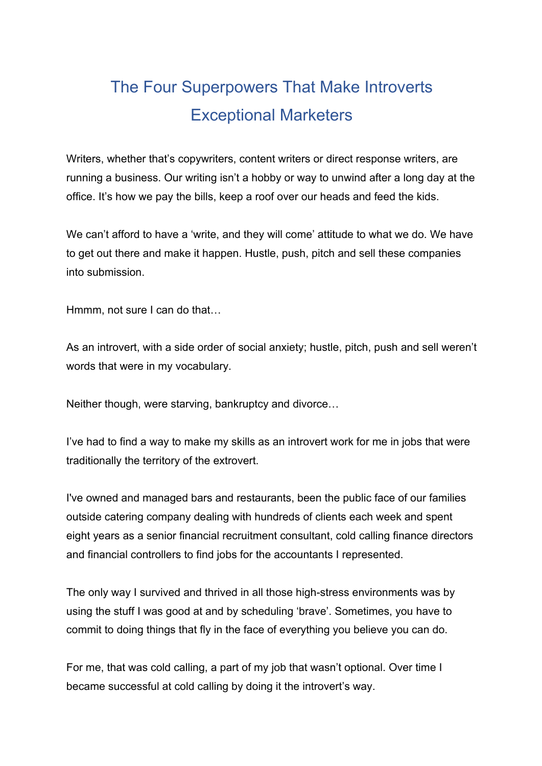# The Four Superpowers That Make Introverts Exceptional Marketers

Writers, whether that's copywriters, content writers or direct response writers, are running a business. Our writing isn't a hobby or way to unwind after a long day at the office. It's how we pay the bills, keep a roof over our heads and feed the kids.

We can't afford to have a 'write, and they will come' attitude to what we do. We have to get out there and make it happen. Hustle, push, pitch and sell these companies into submission.

Hmmm, not sure I can do that…

As an introvert, with a side order of social anxiety; hustle, pitch, push and sell weren't words that were in my vocabulary.

Neither though, were starving, bankruptcy and divorce…

I've had to find a way to make my skills as an introvert work for me in jobs that were traditionally the territory of the extrovert.

I've owned and managed bars and restaurants, been the public face of our families outside catering company dealing with hundreds of clients each week and spent eight years as a senior financial recruitment consultant, cold calling finance directors and financial controllers to find jobs for the accountants I represented.

The only way I survived and thrived in all those high-stress environments was by using the stuff I was good at and by scheduling 'brave'. Sometimes, you have to commit to doing things that fly in the face of everything you believe you can do.

For me, that was cold calling, a part of my job that wasn't optional. Over time I became successful at cold calling by doing it the introvert's way.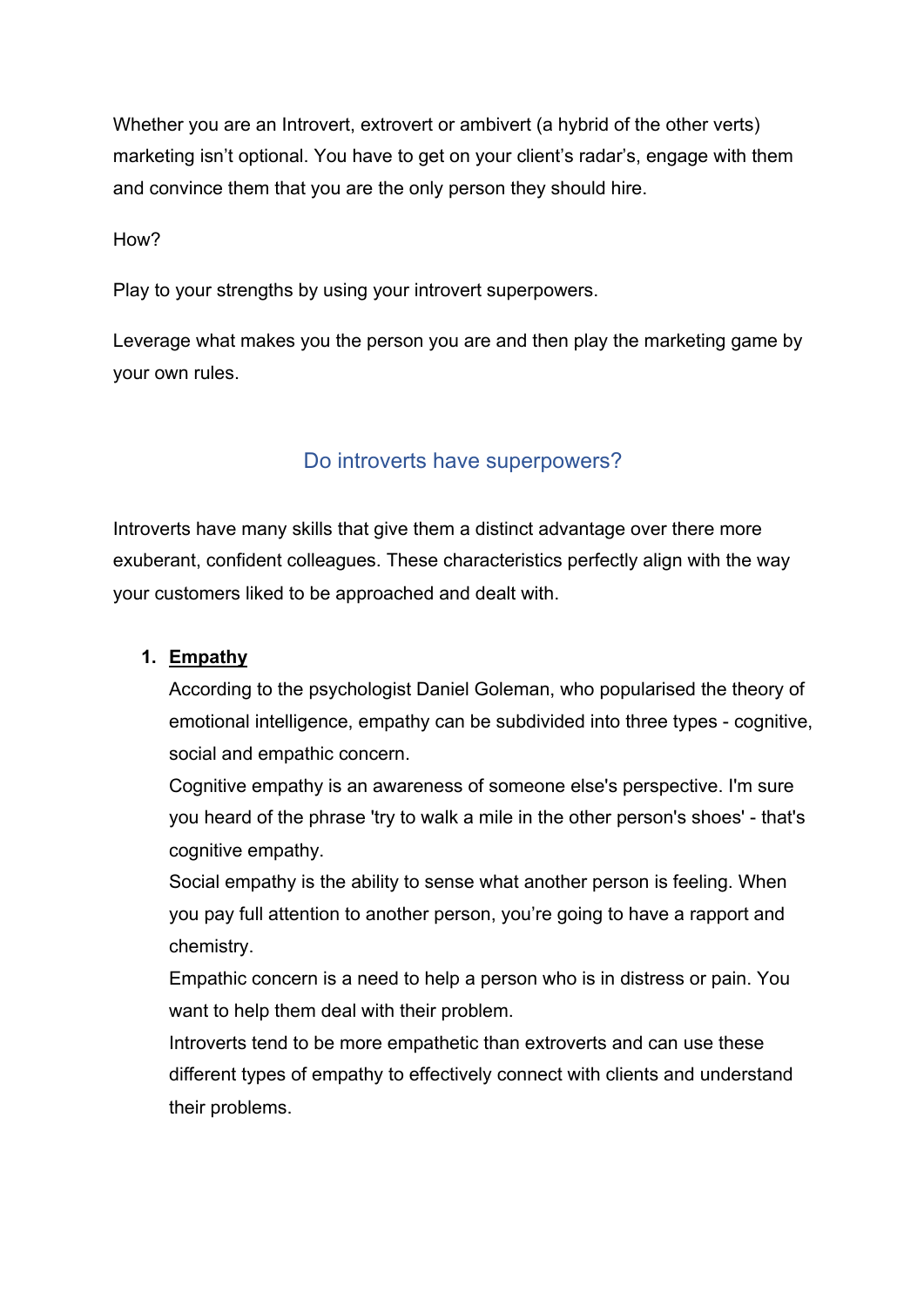Whether you are an Introvert, extrovert or ambivert (a hybrid of the other verts) marketing isn't optional. You have to get on your client's radar's, engage with them and convince them that you are the only person they should hire.

How?

Play to your strengths by using your introvert superpowers.

Leverage what makes you the person you are and then play the marketing game by your own rules.

## Do introverts have superpowers?

Introverts have many skills that give them a distinct advantage over there more exuberant, confident colleagues. These characteristics perfectly align with the way your customers liked to be approached and dealt with.

1. **Empathy**
   According to the psychologist Daniel Goleman, who popularised the theory of emotional intelligence, empathy can be subdivided into three types - cognitive, social and empathic concern.
   Cognitive empathy is an awareness of someone else's perspective. I'm sure you heard of the phrase 'try to walk a mile in the other person's shoes' - that's cognitive empathy.
   Social empathy is the ability to sense what another person is feeling. When you pay full attention to another person, you're going to have a rapport and chemistry.
   Empathic concern is a need to help a person who is in distress or pain. You want to help them deal with their problem.
   Introverts tend to be more empathetic than extroverts and can use these different types of empathy to effectively connect with clients and understand their problems.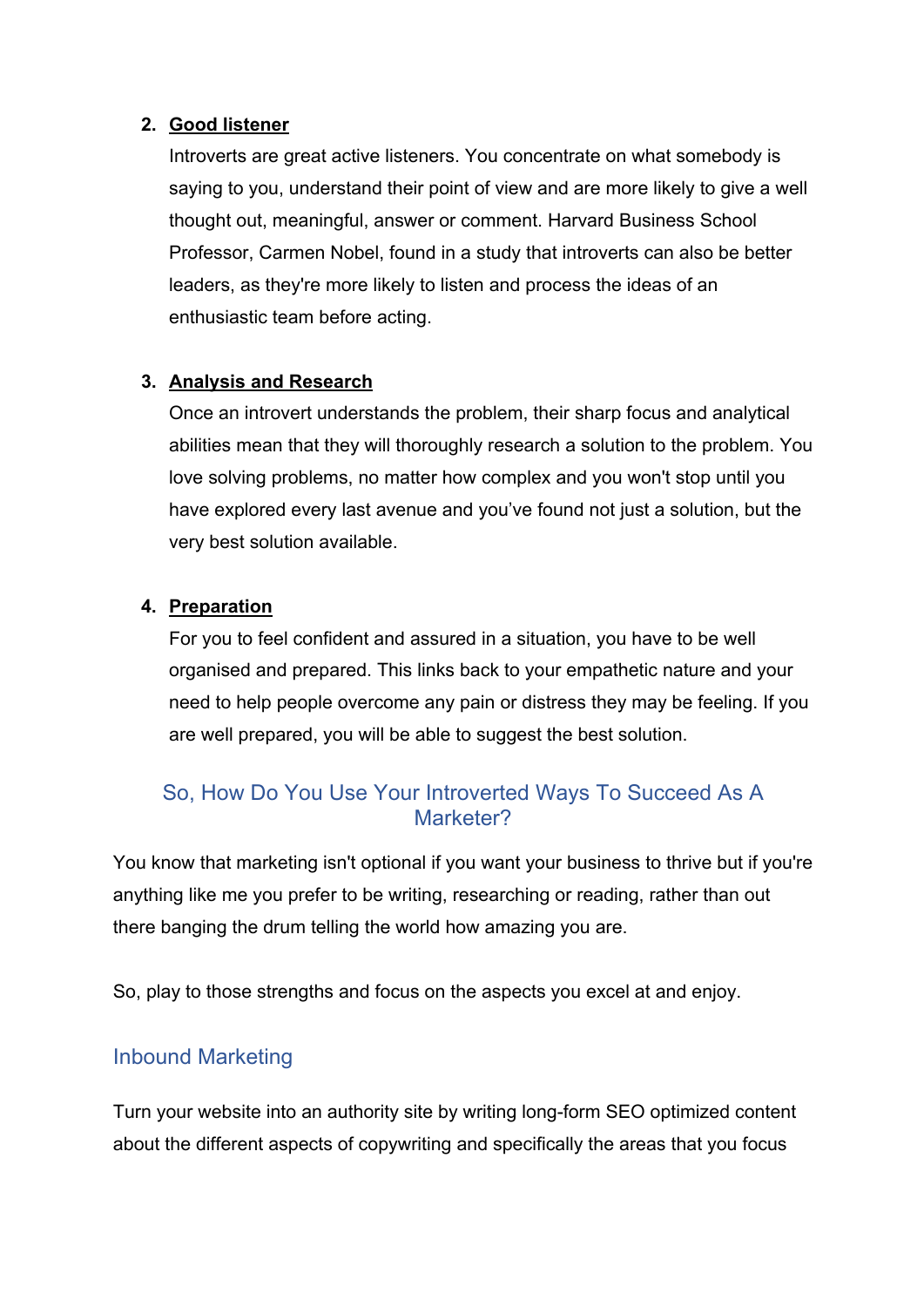2. **Good listener**

   Introverts are great active listeners. You concentrate on what somebody is saying to you, understand their point of view and are more likely to give a well thought out, meaningful, answer or comment. Harvard Business School Professor, Carmen Nobel, found in a study that introverts can also be better leaders, as they're more likely to listen and process the ideas of an enthusiastic team before acting.

3. **Analysis and Research**

   Once an introvert understands the problem, their sharp focus and analytical abilities mean that they will thoroughly research a solution to the problem. You love solving problems, no matter how complex and you won't stop until you have explored every last avenue and you've found not just a solution, but the very best solution available.

4. **Preparation**

   For you to feel confident and assured in a situation, you have to be well organised and prepared. This links back to your empathetic nature and your need to help people overcome any pain or distress they may be feeling. If you are well prepared, you will be able to suggest the best solution.

## So, How Do You Use Your Introverted Ways To Succeed As A Marketer?

You know that marketing isn't optional if you want your business to thrive but if you're anything like me you prefer to be writing, researching or reading, rather than out there banging the drum telling the world how amazing you are.

So, play to those strengths and focus on the aspects you excel at and enjoy.

### Inbound Marketing

Turn your website into an authority site by writing long-form SEO optimized content about the different aspects of copywriting and specifically the areas that you focus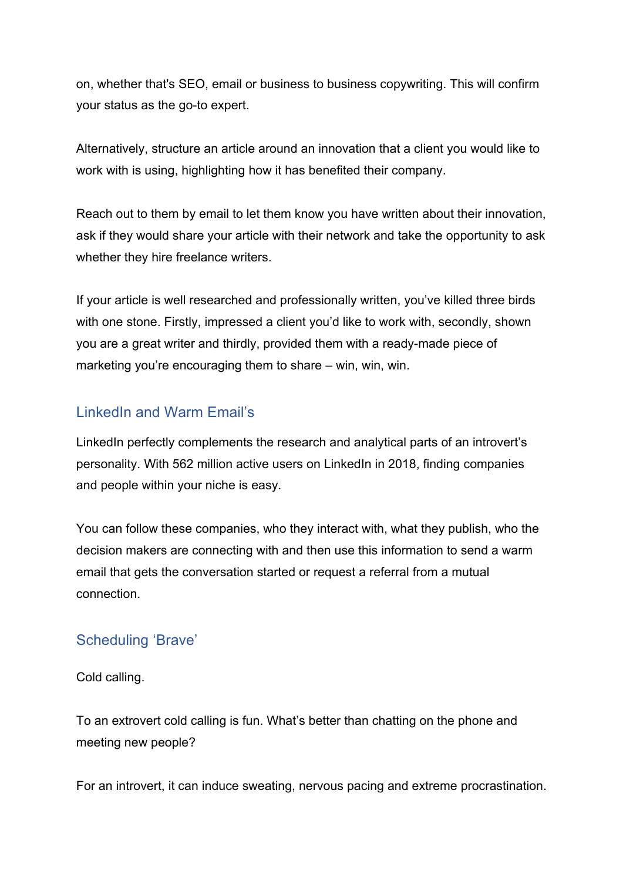on, whether that's SEO, email or business to business copywriting. This will confirm your status as the go-to expert.

Alternatively, structure an article around an innovation that a client you would like to work with is using, highlighting how it has benefited their company.

Reach out to them by email to let them know you have written about their innovation, ask if they would share your article with their network and take the opportunity to ask whether they hire freelance writers.

If your article is well researched and professionally written, you've killed three birds with one stone. Firstly, impressed a client you'd like to work with, secondly, shown you are a great writer and thirdly, provided them with a ready-made piece of marketing you're encouraging them to share – win, win, win.

## LinkedIn and Warm Email's

LinkedIn perfectly complements the research and analytical parts of an introvert's personality. With 562 million active users on LinkedIn in 2018, finding companies and people within your niche is easy.

You can follow these companies, who they interact with, what they publish, who the decision makers are connecting with and then use this information to send a warm email that gets the conversation started or request a referral from a mutual connection.

## Scheduling 'Brave'

Cold calling.

To an extrovert cold calling is fun. What's better than chatting on the phone and meeting new people?

For an introvert, it can induce sweating, nervous pacing and extreme procrastination.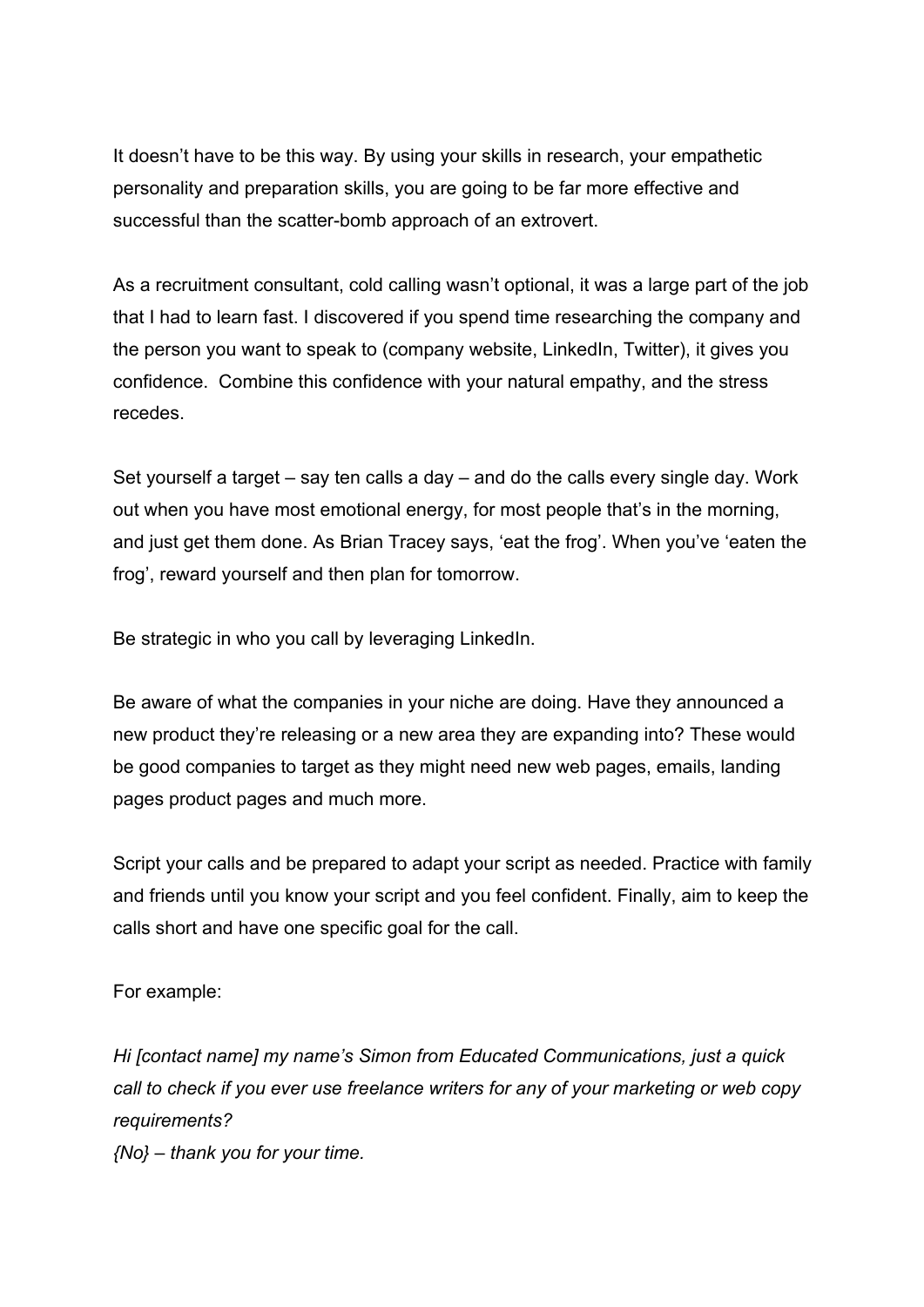It doesn't have to be this way. By using your skills in research, your empathetic personality and preparation skills, you are going to be far more effective and successful than the scatter-bomb approach of an extrovert.

As a recruitment consultant, cold calling wasn't optional, it was a large part of the job that I had to learn fast. I discovered if you spend time researching the company and the person you want to speak to (company website, LinkedIn, Twitter), it gives you confidence.  Combine this confidence with your natural empathy, and the stress recedes.

Set yourself a target – say ten calls a day – and do the calls every single day. Work out when you have most emotional energy, for most people that's in the morning, and just get them done. As Brian Tracey says, 'eat the frog'. When you've 'eaten the frog', reward yourself and then plan for tomorrow.

Be strategic in who you call by leveraging LinkedIn.

Be aware of what the companies in your niche are doing. Have they announced a new product they're releasing or a new area they are expanding into? These would be good companies to target as they might need new web pages, emails, landing pages product pages and much more.

Script your calls and be prepared to adapt your script as needed. Practice with family and friends until you know your script and you feel confident. Finally, aim to keep the calls short and have one specific goal for the call.

For example:

*Hi [contact name] my name's Simon from Educated Communications, just a quick call to check if you ever use freelance writers for any of your marketing or web copy requirements?*
*{No} – thank you for your time.*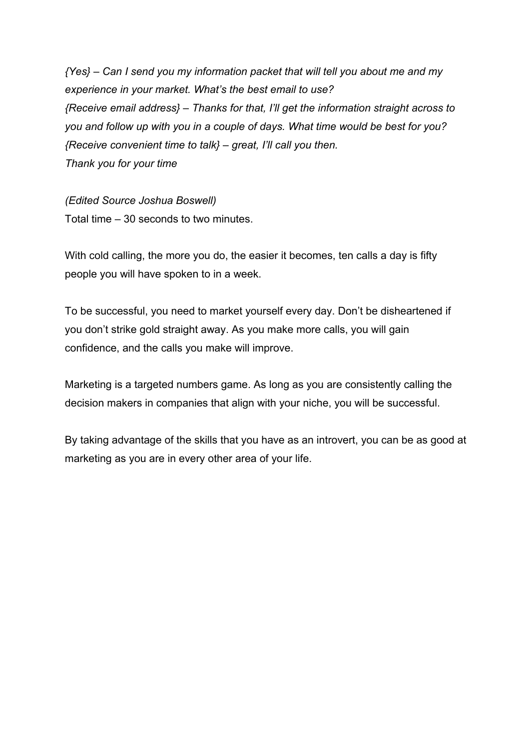*{Yes} – Can I send you my information packet that will tell you about me and my experience in your market. What's the best email to use?*
*{Receive email address} – Thanks for that, I'll get the information straight across to you and follow up with you in a couple of days. What time would be best for you?*
*{Receive convenient time to talk} – great, I'll call you then.*
*Thank you for your time*

*(Edited Source Joshua Boswell)*
Total time – 30 seconds to two minutes.

With cold calling, the more you do, the easier it becomes, ten calls a day is fifty people you will have spoken to in a week.

To be successful, you need to market yourself every day. Don't be disheartened if you don't strike gold straight away. As you make more calls, you will gain confidence, and the calls you make will improve.

Marketing is a targeted numbers game. As long as you are consistently calling the decision makers in companies that align with your niche, you will be successful.

By taking advantage of the skills that you have as an introvert, you can be as good at marketing as you are in every other area of your life.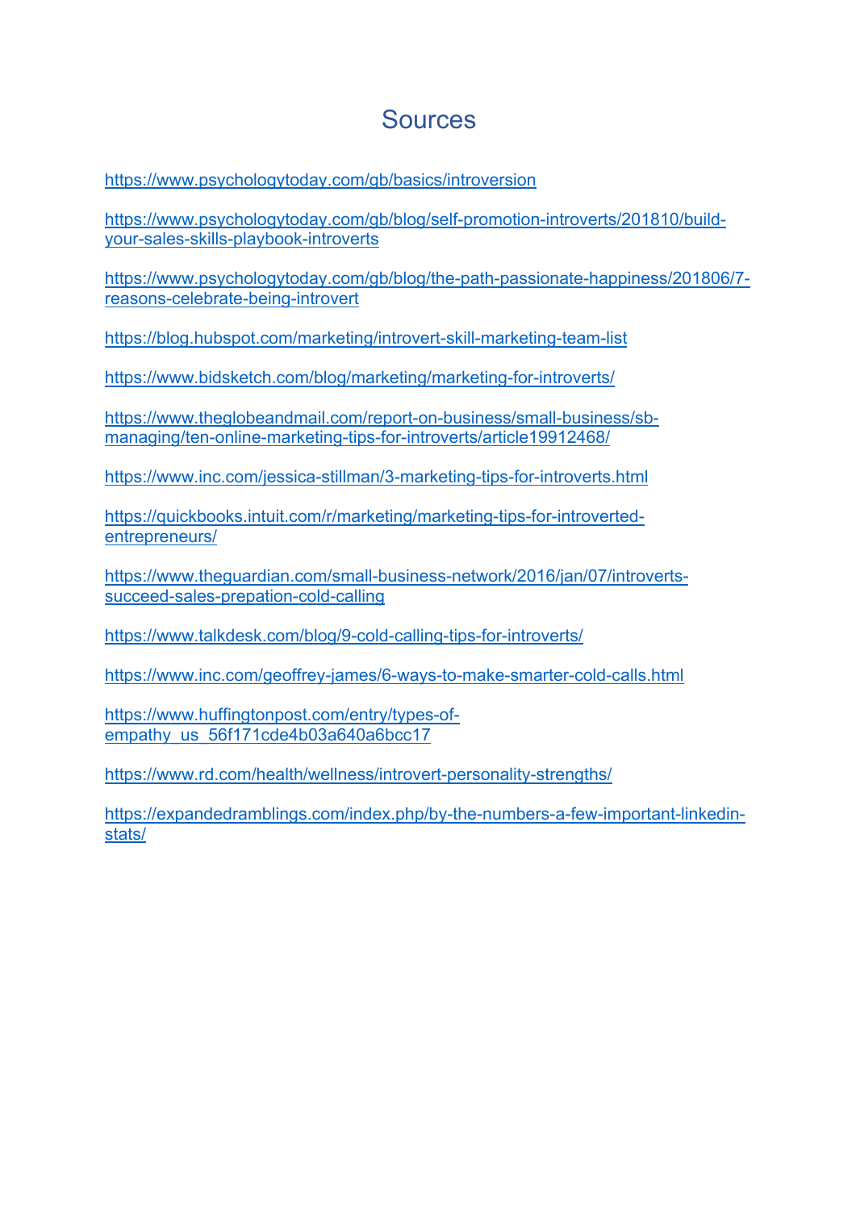# Sources

https://www.psychologytoday.com/gb/basics/introversion

https://www.psychologytoday.com/gb/blog/self-promotion-introverts/201810/build-your-sales-skills-playbook-introverts

https://www.psychologytoday.com/gb/blog/the-path-passionate-happiness/201806/7-reasons-celebrate-being-introvert

https://blog.hubspot.com/marketing/introvert-skill-marketing-team-list

https://www.bidsketch.com/blog/marketing/marketing-for-introverts/

https://www.theglobeandmail.com/report-on-business/small-business/sb-managing/ten-online-marketing-tips-for-introverts/article19912468/

https://www.inc.com/jessica-stillman/3-marketing-tips-for-introverts.html

https://quickbooks.intuit.com/r/marketing/marketing-tips-for-introverted-entrepreneurs/

https://www.theguardian.com/small-business-network/2016/jan/07/introverts-succeed-sales-prepation-cold-calling

https://www.talkdesk.com/blog/9-cold-calling-tips-for-introverts/

https://www.inc.com/geoffrey-james/6-ways-to-make-smarter-cold-calls.html

https://www.huffingtonpost.com/entry/types-of-empathy_us_56f171cde4b03a640a6bcc17

https://www.rd.com/health/wellness/introvert-personality-strengths/

https://expandedramblings.com/index.php/by-the-numbers-a-few-important-linkedin-stats/